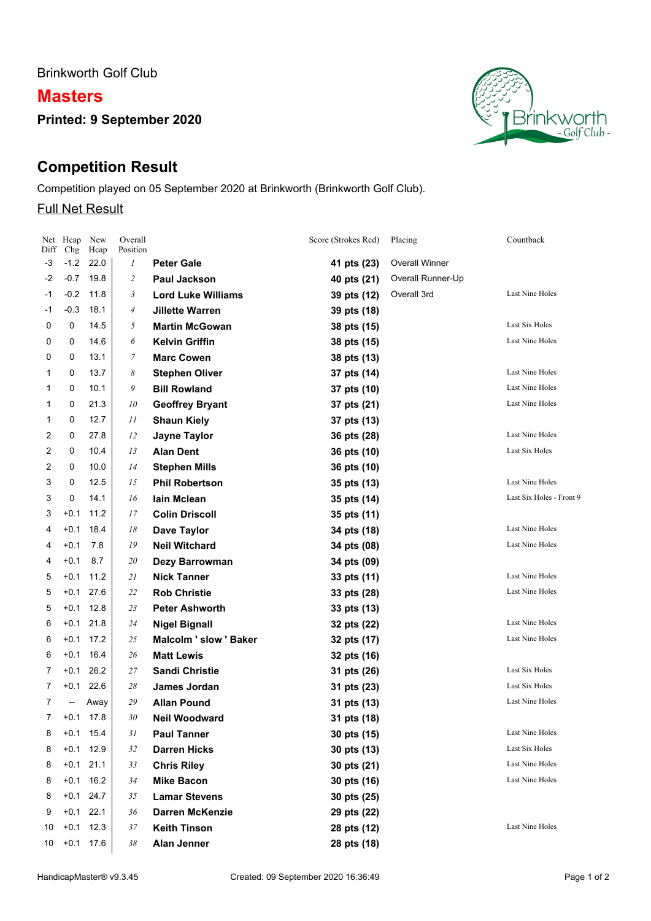Brinkworth Golf Club

# Masters

**Printed: 9 September 2020**

## Competition Result

Competition played on 05 September 2020 at Brinkworth (Brinkworth Golf Club).

Full Net Result

| Net Diff | Hcap Chg | New Hcap | Overall Position | | Score (Strokes Rcd) | Placing | Countback |
|---|---|---|---|---|---|---|---|
| -3 | -1.2 | 22.0 | *1* | **Peter Gale** | **41 pts (23)** | Overall Winner | |
| -2 | -0.7 | 19.8 | *2* | **Paul Jackson** | **40 pts (21)** | Overall Runner-Up | |
| -1 | -0.2 | 11.8 | *3* | **Lord Luke Williams** | **39 pts (12)** | Overall 3rd | Last Nine Holes |
| -1 | -0.3 | 18.1 | *4* | **Jillette Warren** | **39 pts (18)** | | |
| 0 | 0 | 14.5 | *5* | **Martin McGowan** | **38 pts (15)** | | Last Six Holes |
| 0 | 0 | 14.6 | *6* | **Kelvin Griffin** | **38 pts (15)** | | Last Nine Holes |
| 0 | 0 | 13.1 | *7* | **Marc Cowen** | **38 pts (13)** | | |
| 1 | 0 | 13.7 | *8* | **Stephen Oliver** | **37 pts (14)** | | Last Nine Holes |
| 1 | 0 | 10.1 | *9* | **Bill Rowland** | **37 pts (10)** | | Last Nine Holes |
| 1 | 0 | 21.3 | *10* | **Geoffrey Bryant** | **37 pts (21)** | | Last Nine Holes |
| 1 | 0 | 12.7 | *11* | **Shaun Kiely** | **37 pts (13)** | | |
| 2 | 0 | 27.8 | *12* | **Jayne Taylor** | **36 pts (28)** | | Last Nine Holes |
| 2 | 0 | 10.4 | *13* | **Alan Dent** | **36 pts (10)** | | Last Six Holes |
| 2 | 0 | 10.0 | *14* | **Stephen Mills** | **36 pts (10)** | | |
| 3 | 0 | 12.5 | *15* | **Phil Robertson** | **35 pts (13)** | | Last Nine Holes |
| 3 | 0 | 14.1 | *16* | **Iain Mclean** | **35 pts (14)** | | Last Six Holes - Front 9 |
| 3 | +0.1 | 11.2 | *17* | **Colin Driscoll** | **35 pts (11)** | | |
| 4 | +0.1 | 18.4 | *18* | **Dave Taylor** | **34 pts (18)** | | Last Nine Holes |
| 4 | +0.1 | 7.8 | *19* | **Neil Witchard** | **34 pts (08)** | | Last Nine Holes |
| 4 | +0.1 | 8.7 | *20* | **Dezy Barrowman** | **34 pts (09)** | | |
| 5 | +0.1 | 11.2 | *21* | **Nick Tanner** | **33 pts (11)** | | Last Nine Holes |
| 5 | +0.1 | 27.6 | *22* | **Rob Christie** | **33 pts (28)** | | Last Nine Holes |
| 5 | +0.1 | 12.8 | *23* | **Peter Ashworth** | **33 pts (13)** | | |
| 6 | +0.1 | 21.8 | *24* | **Nigel Bignall** | **32 pts (22)** | | Last Nine Holes |
| 6 | +0.1 | 17.2 | *25* | **Malcolm ' slow ' Baker** | **32 pts (17)** | | Last Nine Holes |
| 6 | +0.1 | 16.4 | *26* | **Matt Lewis** | **32 pts (16)** | | |
| 7 | +0.1 | 26.2 | *27* | **Sandi Christie** | **31 pts (26)** | | Last Six Holes |
| 7 | +0.1 | 22.6 | *28* | **James Jordan** | **31 pts (23)** | | Last Six Holes |
| 7 | -- | Away | *29* | **Allan Pound** | **31 pts (13)** | | Last Nine Holes |
| 7 | +0.1 | 17.8 | *30* | **Neil Woodward** | **31 pts (18)** | | |
| 8 | +0.1 | 15.4 | *31* | **Paul Tanner** | **30 pts (15)** | | Last Nine Holes |
| 8 | +0.1 | 12.9 | *32* | **Darren Hicks** | **30 pts (13)** | | Last Six Holes |
| 8 | +0.1 | 21.1 | *33* | **Chris Riley** | **30 pts (21)** | | Last Nine Holes |
| 8 | +0.1 | 16.2 | *34* | **Mike Bacon** | **30 pts (16)** | | Last Nine Holes |
| 8 | +0.1 | 24.7 | *35* | **Lamar Stevens** | **30 pts (25)** | | |
| 9 | +0.1 | 22.1 | *36* | **Darren McKenzie** | **29 pts (22)** | | |
| 10 | +0.1 | 12.3 | *37* | **Keith Tinson** | **28 pts (12)** | | Last Nine Holes |
| 10 | +0.1 | 17.6 | *38* | **Alan Jenner** | **28 pts (18)** | | |

HandicapMaster® v9.3.45 Created: 09 September 2020 16:36:49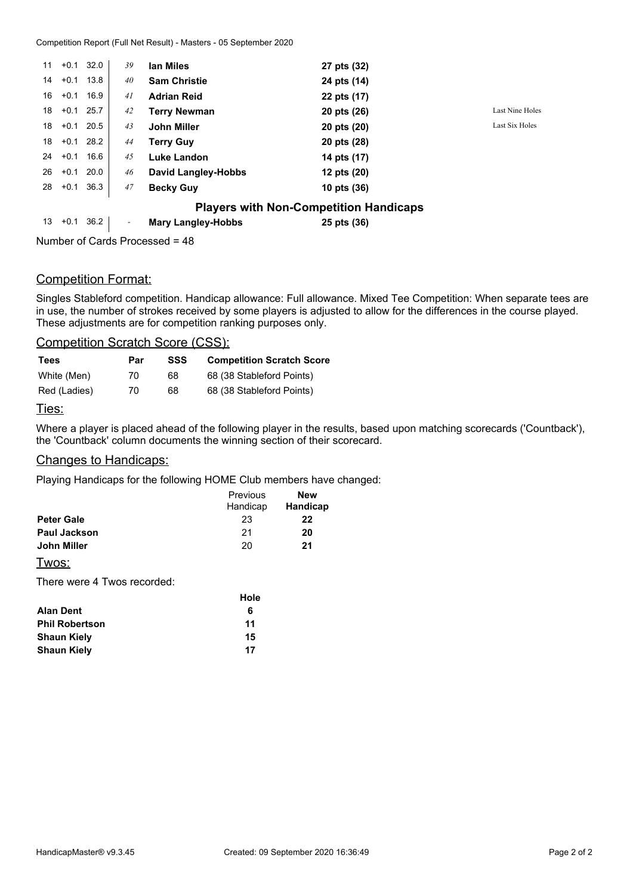Competition Report (Full Net Result) - Masters - 05 September 2020

| | | | | | | |
|---|---|---|---|---|---|---|
| 11 | +0.1 | 32.0 | 39 | **Ian Miles** | **27 pts (32)** | |
| 14 | +0.1 | 13.8 | 40 | **Sam Christie** | **24 pts (14)** | |
| 16 | +0.1 | 16.9 | 41 | **Adrian Reid** | **22 pts (17)** | |
| 18 | +0.1 | 25.7 | 42 | **Terry Newman** | **20 pts (26)** | Last Nine Holes |
| 18 | +0.1 | 20.5 | 43 | **John Miller** | **20 pts (20)** | Last Six Holes |
| 18 | +0.1 | 28.2 | 44 | **Terry Guy** | **20 pts (28)** | |
| 24 | +0.1 | 16.6 | 45 | **Luke Landon** | **14 pts (17)** | |
| 26 | +0.1 | 20.0 | 46 | **David Langley-Hobbs** | **12 pts (20)** | |
| 28 | +0.1 | 36.3 | 47 | **Becky Guy** | **10 pts (36)** | |
| | | | | **Players with Non-Competition Handicaps** | | |
| 13 | +0.1 | 36.2 | - | **Mary Langley-Hobbs** | **25 pts (36)** | |

Number of Cards Processed = 48

## Competition Format:

Singles Stableford competition. Handicap allowance: Full allowance. Mixed Tee Competition: When separate tees are in use, the number of strokes received by some players is adjusted to allow for the differences in the course played. These adjustments are for competition ranking purposes only.

## Competition Scratch Score (CSS):

| Tees | Par | SSS | Competition Scratch Score |
|---|---|---|---|
| White (Men) | 70 | 68 | 68 (38 Stableford Points) |
| Red (Ladies) | 70 | 68 | 68 (38 Stableford Points) |

## Ties:

Where a player is placed ahead of the following player in the results, based upon matching scorecards ('Countback'), the 'Countback' column documents the winning section of their scorecard.

## Changes to Handicaps:

Playing Handicaps for the following HOME Club members have changed:

| | Previous Handicap | New Handicap |
|---|---|---|
| **Peter Gale** | 23 | **22** |
| **Paul Jackson** | 21 | **20** |
| **John Miller** | 20 | **21** |

## Twos:

There were 4 Twos recorded:

| | Hole |
|---|---|
| **Alan Dent** | **6** |
| **Phil Robertson** | **11** |
| **Shaun Kiely** | **15** |
| **Shaun Kiely** | **17** |

HandicapMaster® v9.3.45 Created: 09 September 2020 16:36:49